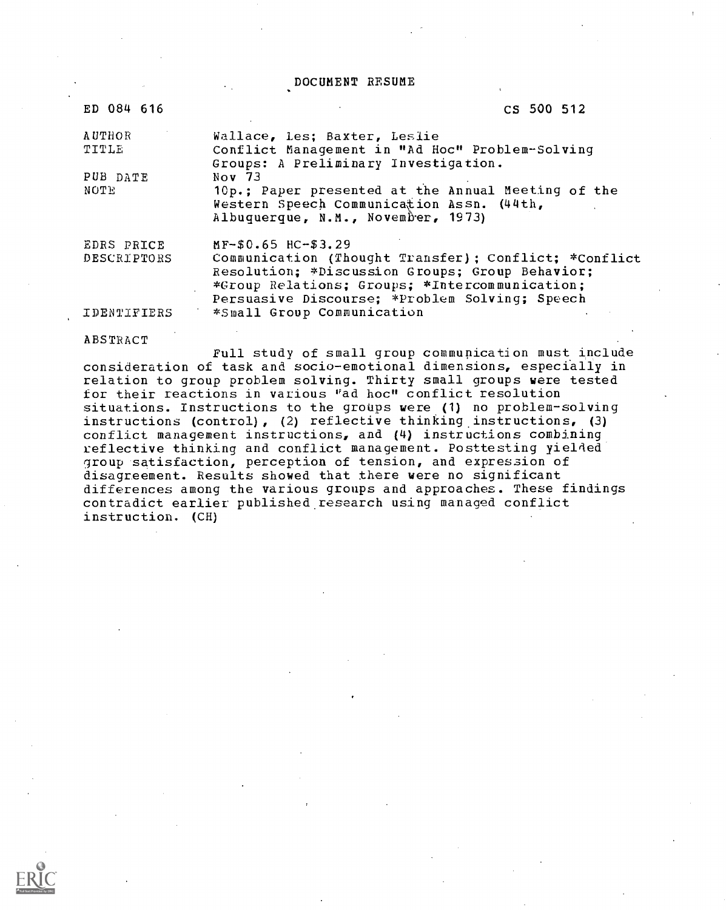# DOCUMENT RESUME

| | |
|---|---|
| ED 084 616 | CS 500 512 |
| AUTHOR | Wallace, Les; Baxter, Leslie |
| TITLE | Conflict Management in "Ad Hoc" Problem-Solving Groups: A Preliminary Investigation. |
| PUB DATE | Nov 73 |
| NOTE | 10p.; Paper presented at the Annual Meeting of the Western Speech Communication Assn. (44th, Albuquerque, N.M., November, 1973) |
| EDRS PRICE | MF-$0.65 HC-$3.29 |
| DESCRIPTORS | Communication (Thought Transfer); Conflict; *Conflict Resolution; *Discussion Groups; Group Behavior; *Group Relations; Groups; *Intercommunication; Persuasive Discourse; *Problem Solving; Speech |
| IDENTIFIERS | *Small Group Communication |

ABSTRACT

Full study of small group communication must include consideration of task and socio-emotional dimensions, especially in relation to group problem solving. Thirty small groups were tested for their reactions in various "ad hoc" conflict resolution situations. Instructions to the groups were (1) no problem-solving instructions (control), (2) reflective thinking instructions, (3) conflict management instructions, and (4) instructions combining reflective thinking and conflict management. Posttesting yielded group satisfaction, perception of tension, and expression of disagreement. Results showed that there were no significant differences among the various groups and approaches. These findings contradict earlier published research using managed conflict instruction. (CH)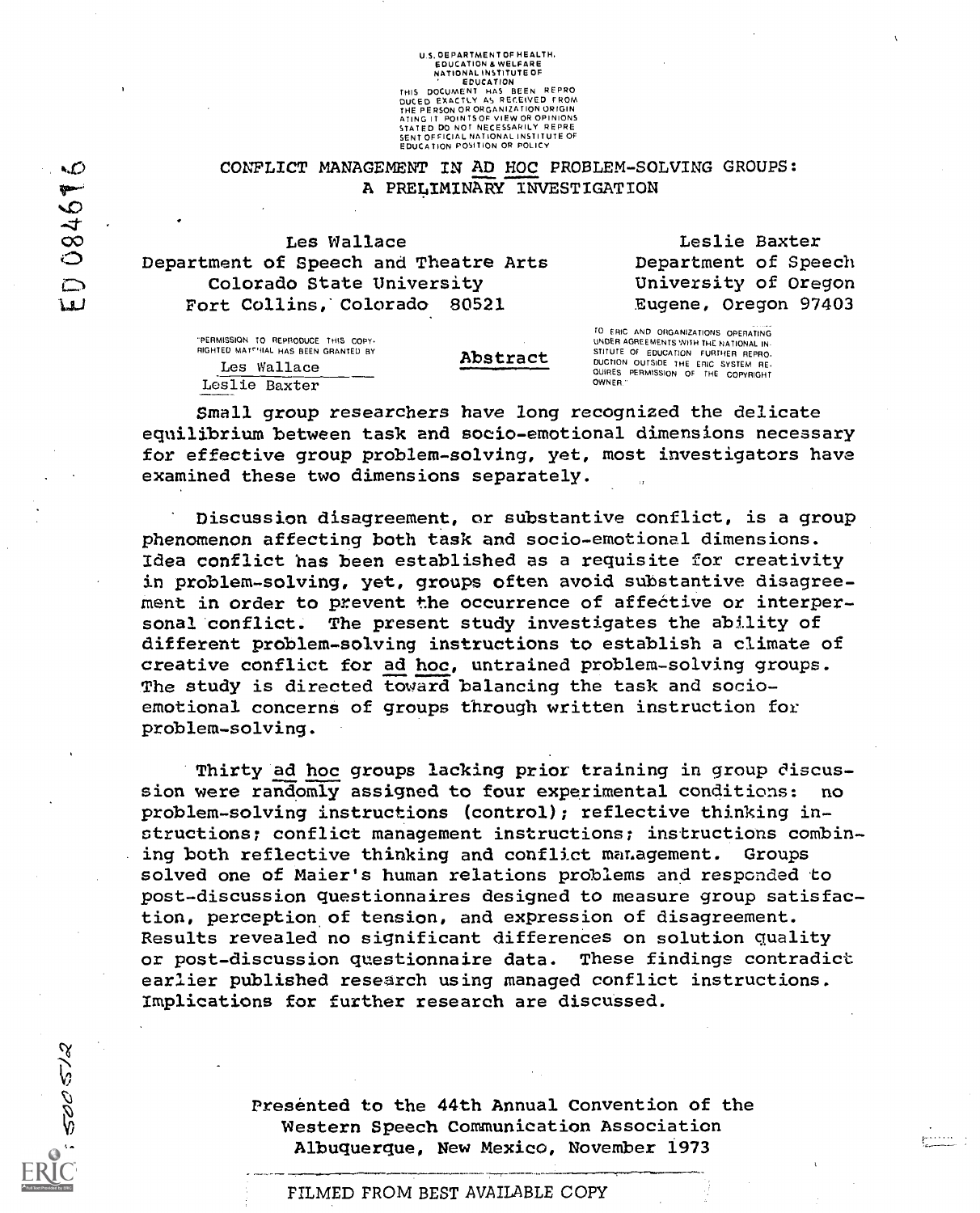U.S. DEPARTMENT OF HEALTH, EDUCATION & WELFARE
NATIONAL INSTITUTE OF EDUCATION
THIS DOCUMENT HAS BEEN REPRODUCED EXACTLY AS RECEIVED FROM THE PERSON OR ORGANIZATION ORIGINATING IT. POINTS OF VIEW OR OPINIONS STATED DO NOT NECESSARILY REPRESENT OFFICIAL NATIONAL INSTITUTE OF EDUCATION POSITION OR POLICY

ED 084616

# CONFLICT MANAGEMENT IN AD HOC PROBLEM-SOLVING GROUPS: A PRELIMINARY INVESTIGATION

Les Wallace
Department of Speech and Theatre Arts
Colorado State University
Fort Collins, Colorado 80521

Leslie Baxter
Department of Speech
University of Oregon
Eugene, Oregon 97403

"PERMISSION TO REPRODUCE THIS COPYRIGHTED MATERIAL HAS BEEN GRANTED BY
Les Wallace
Leslie Baxter

TO ERIC AND ORGANIZATIONS OPERATING UNDER AGREEMENTS WITH THE NATIONAL INSTITUTE OF EDUCATION. FURTHER REPRODUCTION OUTSIDE THE ERIC SYSTEM REQUIRES PERMISSION OF THE COPYRIGHT OWNER."

## Abstract

Small group researchers have long recognized the delicate equilibrium between task and socio-emotional dimensions necessary for effective group problem-solving, yet, most investigators have examined these two dimensions separately.

Discussion disagreement, or substantive conflict, is a group phenomenon affecting both task and socio-emotional dimensions. Idea conflict has been established as a requisite for creativity in problem-solving, yet, groups often avoid substantive disagreement in order to prevent the occurrence of affective or interpersonal conflict. The present study investigates the ability of different problem-solving instructions to establish a climate of creative conflict for ad hoc, untrained problem-solving groups. The study is directed toward balancing the task and socio-emotional concerns of groups through written instruction for problem-solving.

Thirty ad hoc groups lacking prior training in group discussion were randomly assigned to four experimental conditions: no problem-solving instructions (control); reflective thinking instructions; conflict management instructions; instructions combining both reflective thinking and conflict management. Groups solved one of Maier's human relations problems and responded to post-discussion questionnaires designed to measure group satisfaction, perception of tension, and expression of disagreement. Results revealed no significant differences on solution quality or post-discussion questionnaire data. These findings contradict earlier published research using managed conflict instructions. Implications for further research are discussed.

Presented to the 44th Annual Convention of the Western Speech Communication Association
Albuquerque, New Mexico, November 1973

CS 500 512

FILMED FROM BEST AVAILABLE COPY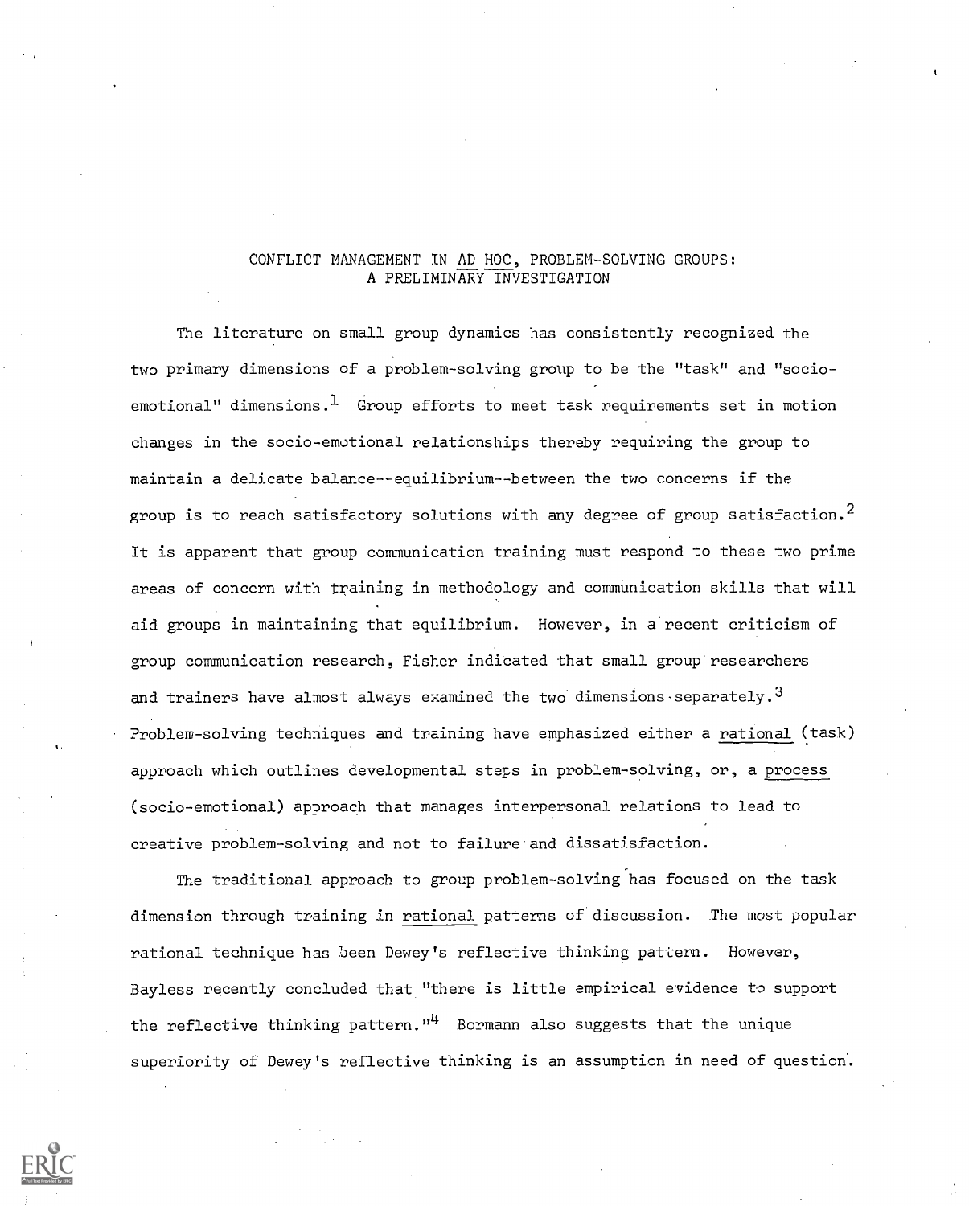# CONFLICT MANAGEMENT IN *AD HOC*, PROBLEM-SOLVING GROUPS: A PRELIMINARY INVESTIGATION

The literature on small group dynamics has consistently recognized the two primary dimensions of a problem-solving group to be the "task" and "socio-emotional" dimensions.[1] Group efforts to meet task requirements set in motion changes in the socio-emotional relationships thereby requiring the group to maintain a delicate balance--equilibrium--between the two concerns if the group is to reach satisfactory solutions with any degree of group satisfaction.[2] It is apparent that group communication training must respond to these two prime areas of concern with training in methodology and communication skills that will aid groups in maintaining that equilibrium. However, in a recent criticism of group communication research, Fisher indicated that small group researchers and trainers have almost always examined the two dimensions separately.[3] Problem-solving techniques and training have emphasized either a *rational* (task) approach which outlines developmental steps in problem-solving, or, a *process* (socio-emotional) approach that manages interpersonal relations to lead to creative problem-solving and not to failure and dissatisfaction.

The traditional approach to group problem-solving has focused on the task dimension through training in *rational* patterns of discussion. The most popular rational technique has been Dewey's reflective thinking pattern. However, Bayless recently concluded that "there is little empirical evidence to support the reflective thinking pattern."[4] Bormann also suggests that the unique superiority of Dewey's reflective thinking is an assumption in need of question.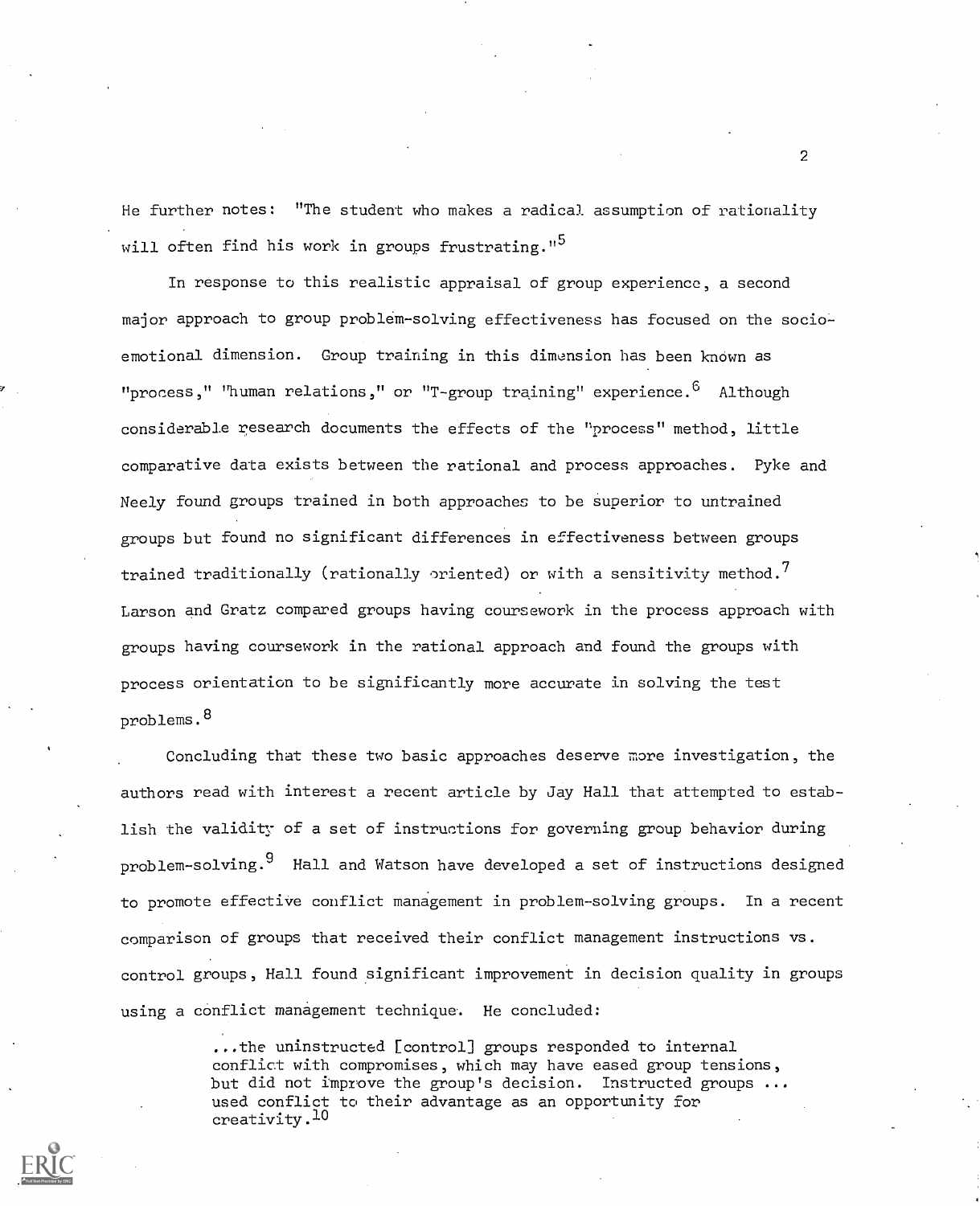He further notes: "The student who makes a radical assumption of rationality will often find his work in groups frustrating."[5]

In response to this realistic appraisal of group experience, a second major approach to group problem-solving effectiveness has focused on the socio-emotional dimension. Group training in this dimension has been known as "process," "human relations," or "T-group training" experience.[6] Although considerable research documents the effects of the "process" method, little comparative data exists between the rational and process approaches. Pyke and Neely found groups trained in both approaches to be superior to untrained groups but found no significant differences in effectiveness between groups trained traditionally (rationally oriented) or with a sensitivity method.[7] Larson and Gratz compared groups having coursework in the process approach with groups having coursework in the rational approach and found the groups with process orientation to be significantly more accurate in solving the test problems.[8]

Concluding that these two basic approaches deserve more investigation, the authors read with interest a recent article by Jay Hall that attempted to establish the validity of a set of instructions for governing group behavior during problem-solving.[9] Hall and Watson have developed a set of instructions designed to promote effective conflict management in problem-solving groups. In a recent comparison of groups that received their conflict management instructions vs. control groups, Hall found significant improvement in decision quality in groups using a conflict management technique. He concluded:

> ...the uninstructed [control] groups responded to internal conflict with compromises, which may have eased group tensions, but did not improve the group's decision. Instructed groups ... used conflict to their advantage as an opportunity for creativity.[10]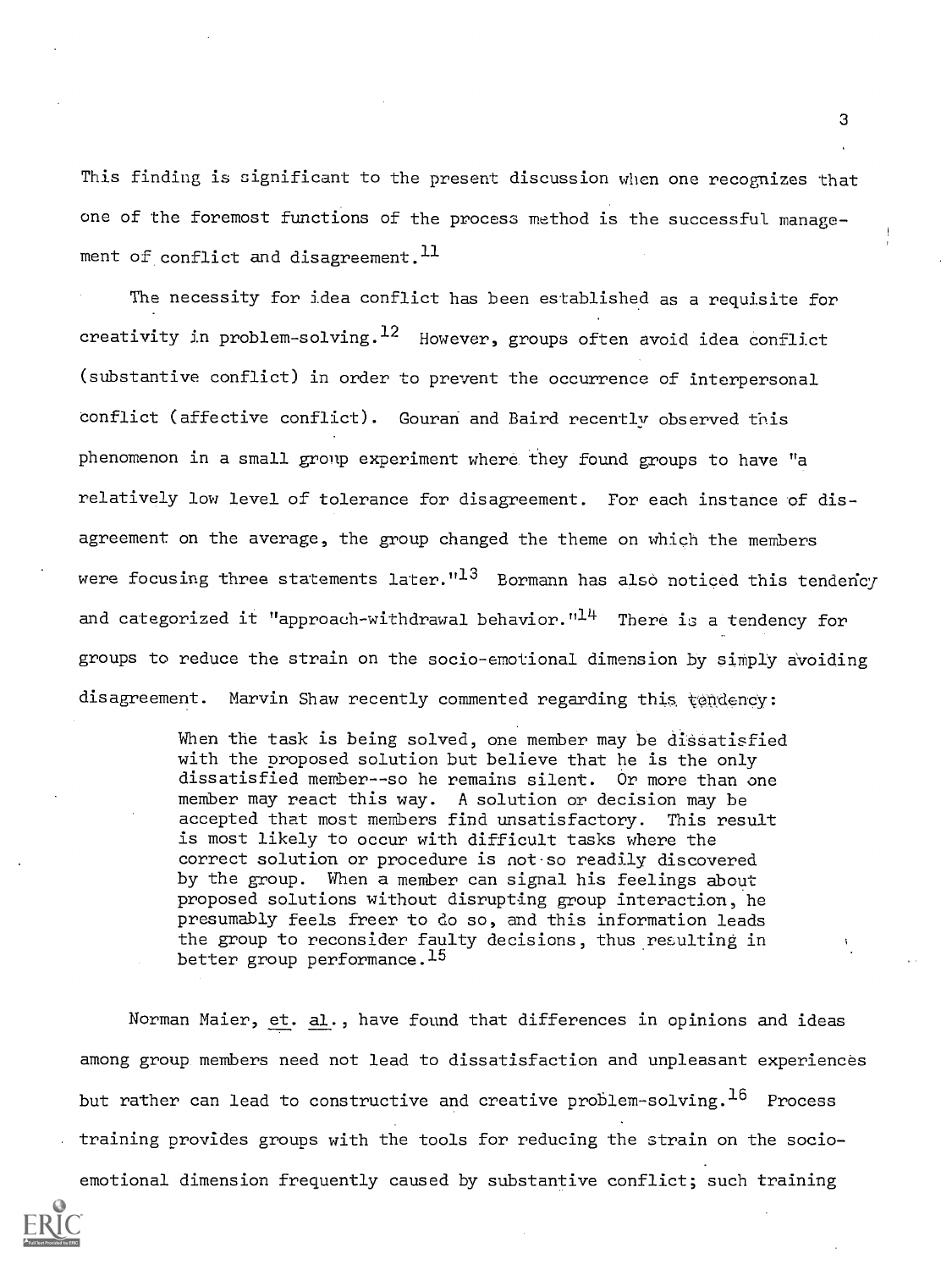This finding is significant to the present discussion when one recognizes that one of the foremost functions of the process method is the successful management of conflict and disagreement.[11]

The necessity for idea conflict has been established as a requisite for creativity in problem-solving.[12] However, groups often avoid idea conflict (substantive conflict) in order to prevent the occurrence of interpersonal conflict (affective conflict). Gouran and Baird recently observed this phenomenon in a small group experiment where they found groups to have "a relatively low level of tolerance for disagreement. For each instance of disagreement on the average, the group changed the theme on which the members were focusing three statements later."[13] Bormann has also noticed this tendency and categorized it "approach-withdrawal behavior."[14] There is a tendency for groups to reduce the strain on the socio-emotional dimension by simply avoiding disagreement. Marvin Shaw recently commented regarding this tendency:

> When the task is being solved, one member may be dissatisfied with the proposed solution but believe that he is the only dissatisfied member--so he remains silent. Or more than one member may react this way. A solution or decision may be accepted that most members find unsatisfactory. This result is most likely to occur with difficult tasks where the correct solution or procedure is not so readily discovered by the group. When a member can signal his feelings about proposed solutions without disrupting group interaction, he presumably feels freer to do so, and this information leads the group to reconsider faulty decisions, thus resulting in better group performance.[15]

Norman Maier, _et. al._, have found that differences in opinions and ideas among group members need not lead to dissatisfaction and unpleasant experiences but rather can lead to constructive and creative problem-solving.[16] Process training provides groups with the tools for reducing the strain on the socio-emotional dimension frequently caused by substantive conflict; such training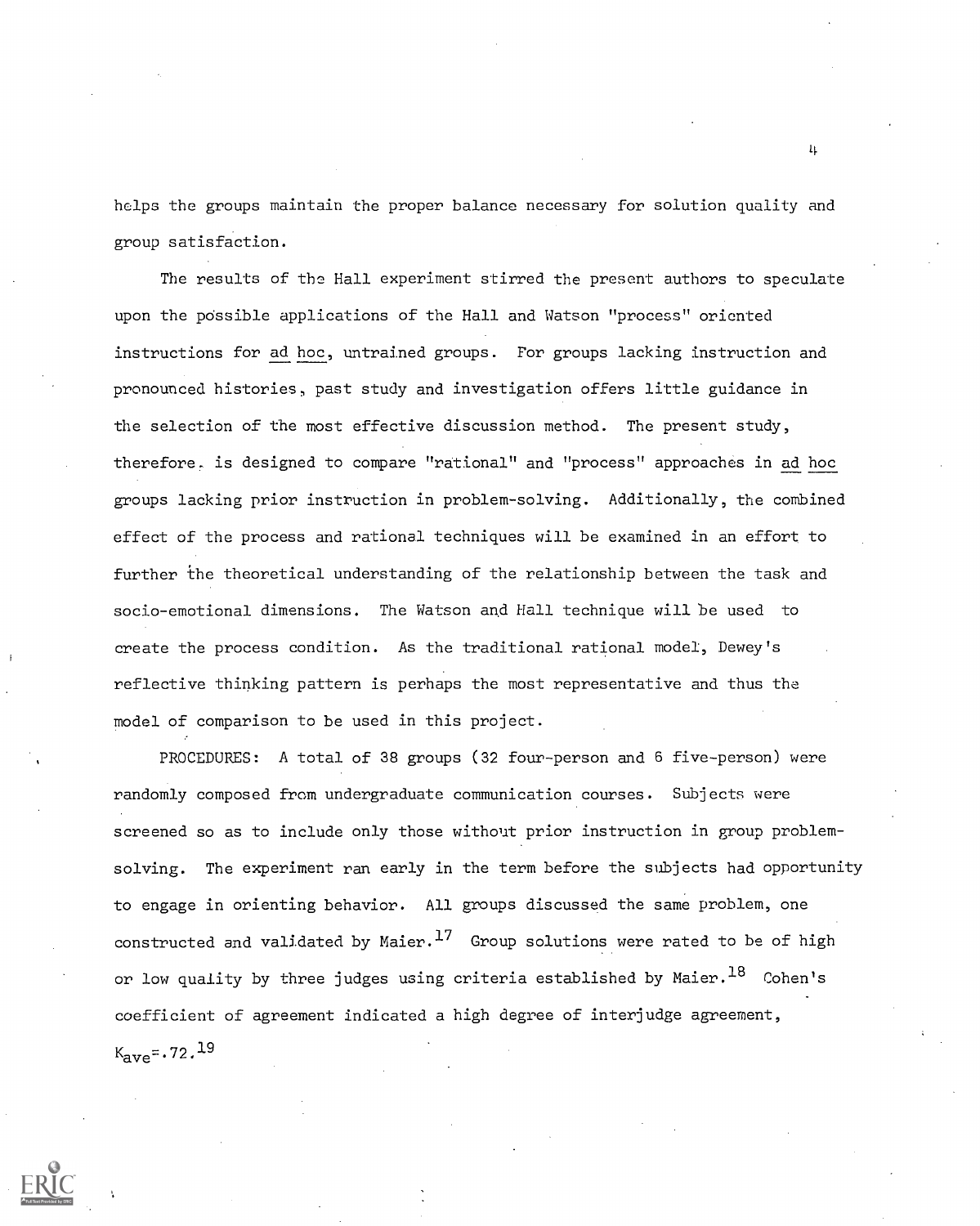helps the groups maintain the proper balance necessary for solution quality and group satisfaction.

The results of the Hall experiment stirred the present authors to speculate upon the possible applications of the Hall and Watson "process" oriented instructions for ad hoc, untrained groups. For groups lacking instruction and pronounced histories, past study and investigation offers little guidance in the selection of the most effective discussion method. The present study, therefore, is designed to compare "rational" and "process" approaches in ad hoc groups lacking prior instruction in problem-solving. Additionally, the combined effect of the process and rational techniques will be examined in an effort to further the theoretical understanding of the relationship between the task and socio-emotional dimensions. The Watson and Hall technique will be used to create the process condition. As the traditional rational model, Dewey's reflective thinking pattern is perhaps the most representative and thus the model of comparison to be used in this project.

PROCEDURES: A total of 38 groups (32 four-person and 6 five-person) were randomly composed from undergraduate communication courses. Subjects were screened so as to include only those without prior instruction in group problem-solving. The experiment ran early in the term before the subjects had opportunity to engage in orienting behavior. All groups discussed the same problem, one constructed and validated by Maier.[17] Group solutions were rated to be of high or low quality by three judges using criteria established by Maier.[18] Cohen's coefficient of agreement indicated a high degree of interjudge agreement, $K_{ave}=.72$.[19]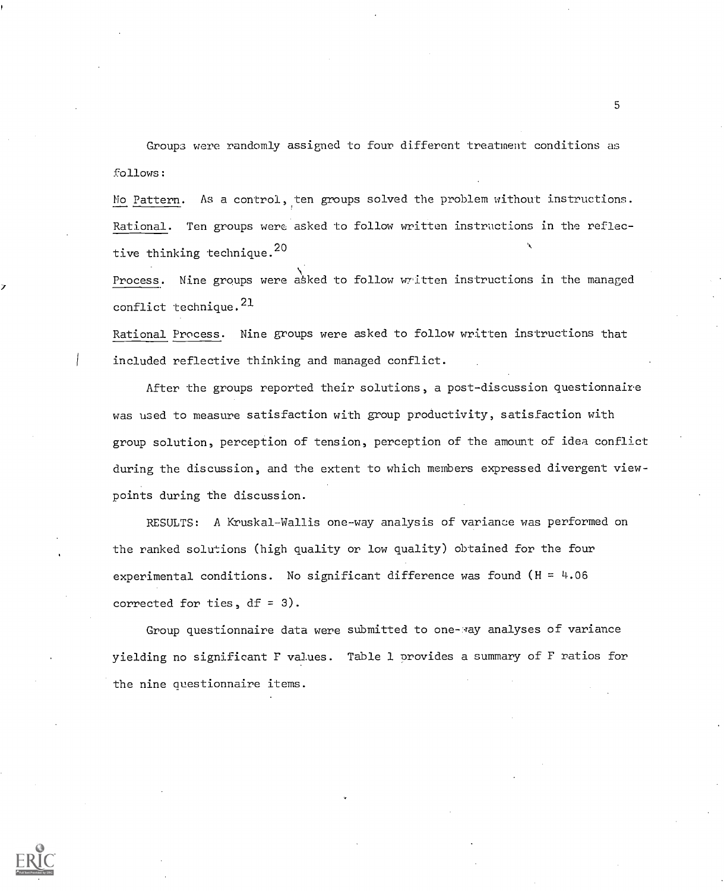Groups were randomly assigned to four different treatment conditions as follows:

No Pattern. As a control, ten groups solved the problem without instructions.

Rational. Ten groups were asked to follow written instructions in the reflective thinking technique.[20]

Process. Nine groups were asked to follow written instructions in the managed conflict technique.[21]

Rational Process. Nine groups were asked to follow written instructions that included reflective thinking and managed conflict.

After the groups reported their solutions, a post-discussion questionnaire was used to measure satisfaction with group productivity, satisfaction with group solution, perception of tension, perception of the amount of idea conflict during the discussion, and the extent to which members expressed divergent viewpoints during the discussion.

RESULTS: A Kruskal-Wallis one-way analysis of variance was performed on the ranked solutions (high quality or low quality) obtained for the four experimental conditions. No significant difference was found ($H = 4.06$ corrected for ties, $df = 3$).

Group questionnaire data were submitted to one-way analyses of variance yielding no significant F values. Table 1 provides a summary of F ratios for the nine questionnaire items.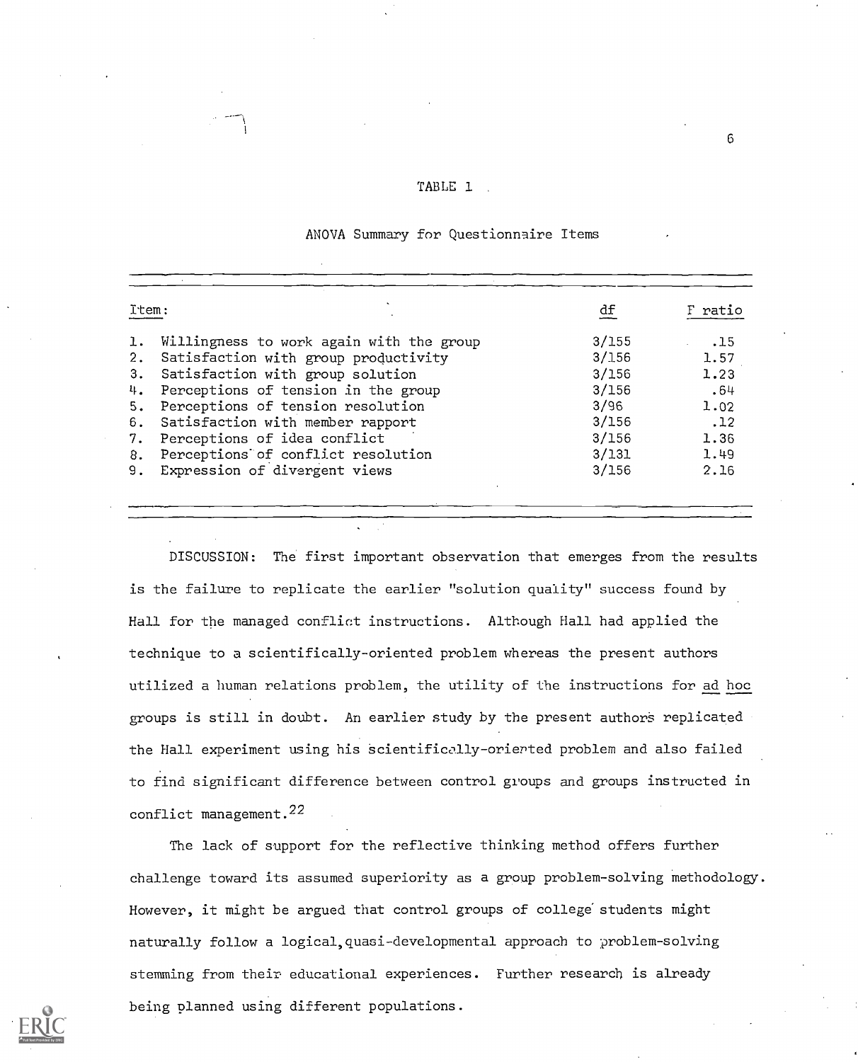TABLE 1

ANOVA Summary for Questionnaire Items

| Item: | df | F ratio |
|---|---|---|
| 1. Willingness to work again with the group | 3/155 | .15 |
| 2. Satisfaction with group productivity | 3/156 | 1.57 |
| 3. Satisfaction with group solution | 3/156 | 1.23 |
| 4. Perceptions of tension in the group | 3/156 | .64 |
| 5. Perceptions of tension resolution | 3/96 | 1.02 |
| 6. Satisfaction with member rapport | 3/156 | .12 |
| 7. Perceptions of idea conflict | 3/156 | 1.36 |
| 8. Perceptions of conflict resolution | 3/131 | 1.49 |
| 9. Expression of divergent views | 3/156 | 2.16 |

DISCUSSION: The first important observation that emerges from the results is the failure to replicate the earlier "solution quality" success found by Hall for the managed conflict instructions. Although Hall had applied the technique to a scientifically-oriented problem whereas the present authors utilized a human relations problem, the utility of the instructions for *ad hoc* groups is still in doubt. An earlier study by the present authors replicated the Hall experiment using his scientifically-oriented problem and also failed to find significant difference between control groups and groups instructed in conflict management.[22]

The lack of support for the reflective thinking method offers further challenge toward its assumed superiority as a group problem-solving methodology. However, it might be argued that control groups of college students might naturally follow a logical, quasi-developmental approach to problem-solving stemming from their educational experiences. Further research is already being planned using different populations.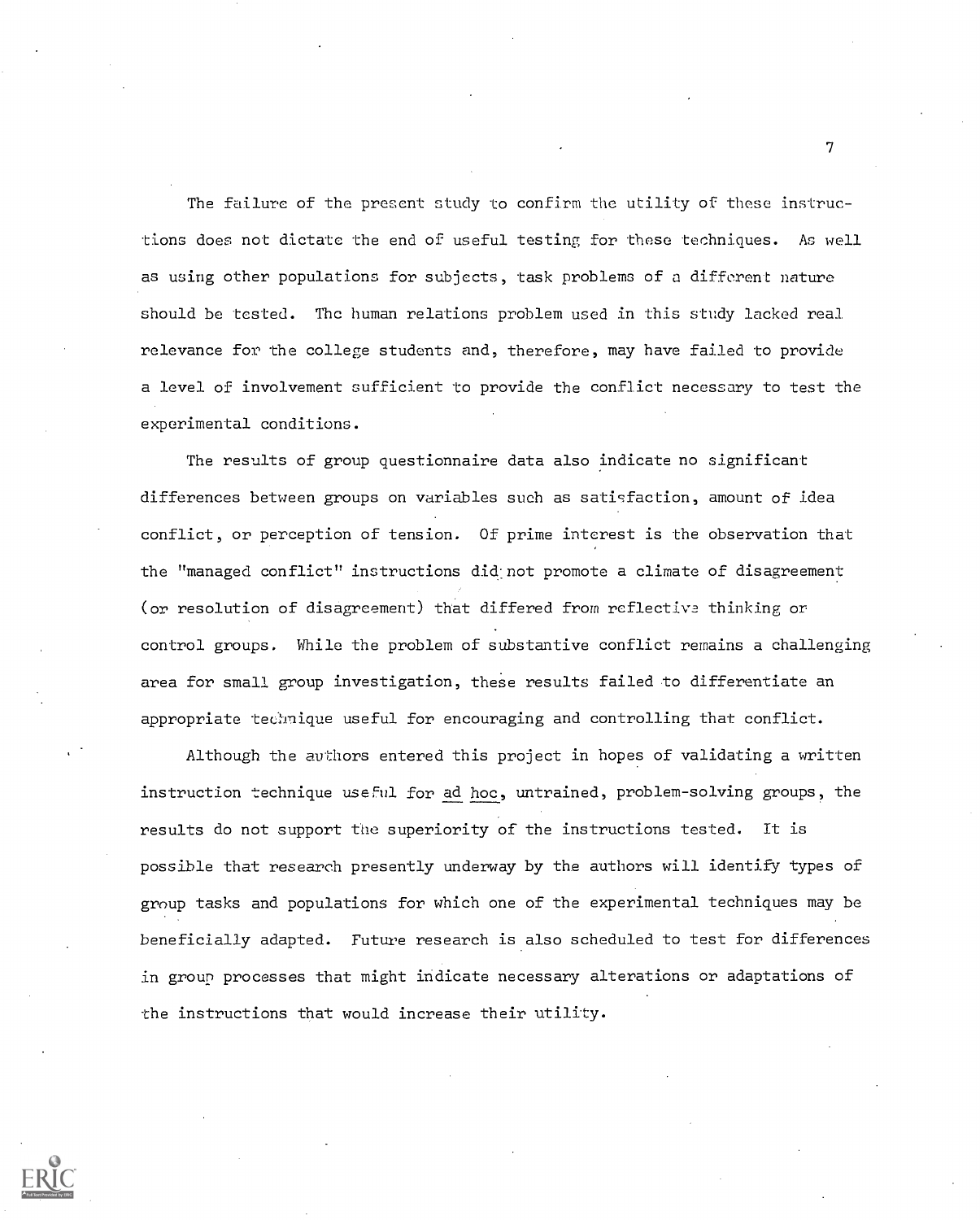The failure of the present study to confirm the utility of these instructions does not dictate the end of useful testing for these techniques. As well as using other populations for subjects, task problems of a different nature should be tested. The human relations problem used in this study lacked real relevance for the college students and, therefore, may have failed to provide a level of involvement sufficient to provide the conflict necessary to test the experimental conditions.

The results of group questionnaire data also indicate no significant differences between groups on variables such as satisfaction, amount of idea conflict, or perception of tension. Of prime interest is the observation that the "managed conflict" instructions did not promote a climate of disagreement (or resolution of disagreement) that differed from reflective thinking or control groups. While the problem of substantive conflict remains a challenging area for small group investigation, these results failed to differentiate an appropriate technique useful for encouraging and controlling that conflict.

Although the authors entered this project in hopes of validating a written instruction technique useful for <u>ad hoc</u>, untrained, problem-solving groups, the results do not support the superiority of the instructions tested. It is possible that research presently underway by the authors will identify types of group tasks and populations for which one of the experimental techniques may be beneficially adapted. Future research is also scheduled to test for differences in group processes that might indicate necessary alterations or adaptations of the instructions that would increase their utility.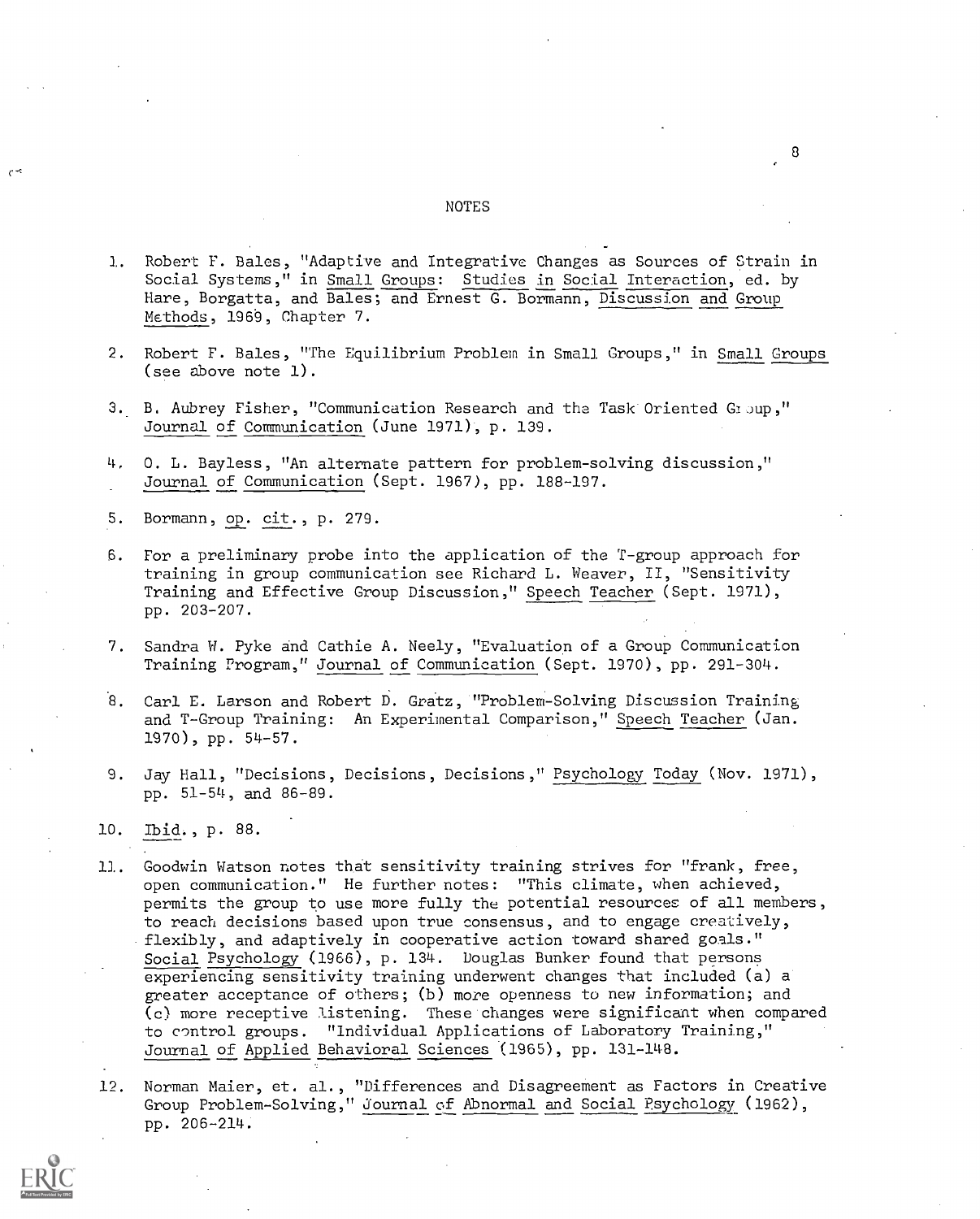## NOTES

1. Robert F. Bales, "Adaptive and Integrative Changes as Sources of Strain in Social Systems," in Small Groups: Studies in Social Interaction, ed. by Hare, Borgatta, and Bales; and Ernest G. Bormann, Discussion and Group Methods, 1969, Chapter 7.

2. Robert F. Bales, "The Equilibrium Problem in Small Groups," in Small Groups (see above note 1).

3. B. Aubrey Fisher, "Communication Research and the Task Oriented Group," Journal of Communication (June 1971), p. 139.

4. O. L. Bayless, "An alternate pattern for problem-solving discussion," Journal of Communication (Sept. 1967), pp. 188-197.

5. Bormann, op. cit., p. 279.

6. For a preliminary probe into the application of the T-group approach for training in group communication see Richard L. Weaver, II, "Sensitivity Training and Effective Group Discussion," Speech Teacher (Sept. 1971), pp. 203-207.

7. Sandra W. Pyke and Cathie A. Neely, "Evaluation of a Group Communication Training Program," Journal of Communication (Sept. 1970), pp. 291-304.

8. Carl E. Larson and Robert D. Gratz, "Problem-Solving Discussion Training and T-Group Training: An Experimental Comparison," Speech Teacher (Jan. 1970), pp. 54-57.

9. Jay Hall, "Decisions, Decisions, Decisions," Psychology Today (Nov. 1971), pp. 51-54, and 86-89.

10. Ibid., p. 88.

11. Goodwin Watson notes that sensitivity training strives for "frank, free, open communication." He further notes: "This climate, when achieved, permits the group to use more fully the potential resources of all members, to reach decisions based upon true consensus, and to engage creatively, flexibly, and adaptively in cooperative action toward shared goals." Social Psychology (1966), p. 134. Douglas Bunker found that persons experiencing sensitivity training underwent changes that included (a) a greater acceptance of others; (b) more openness to new information; and (c) more receptive listening. These changes were significant when compared to control groups. "Individual Applications of Laboratory Training," Journal of Applied Behavioral Sciences (1965), pp. 131-148.

12. Norman Maier, et. al., "Differences and Disagreement as Factors in Creative Group Problem-Solving," Journal of Abnormal and Social Psychology (1962), pp. 206-214.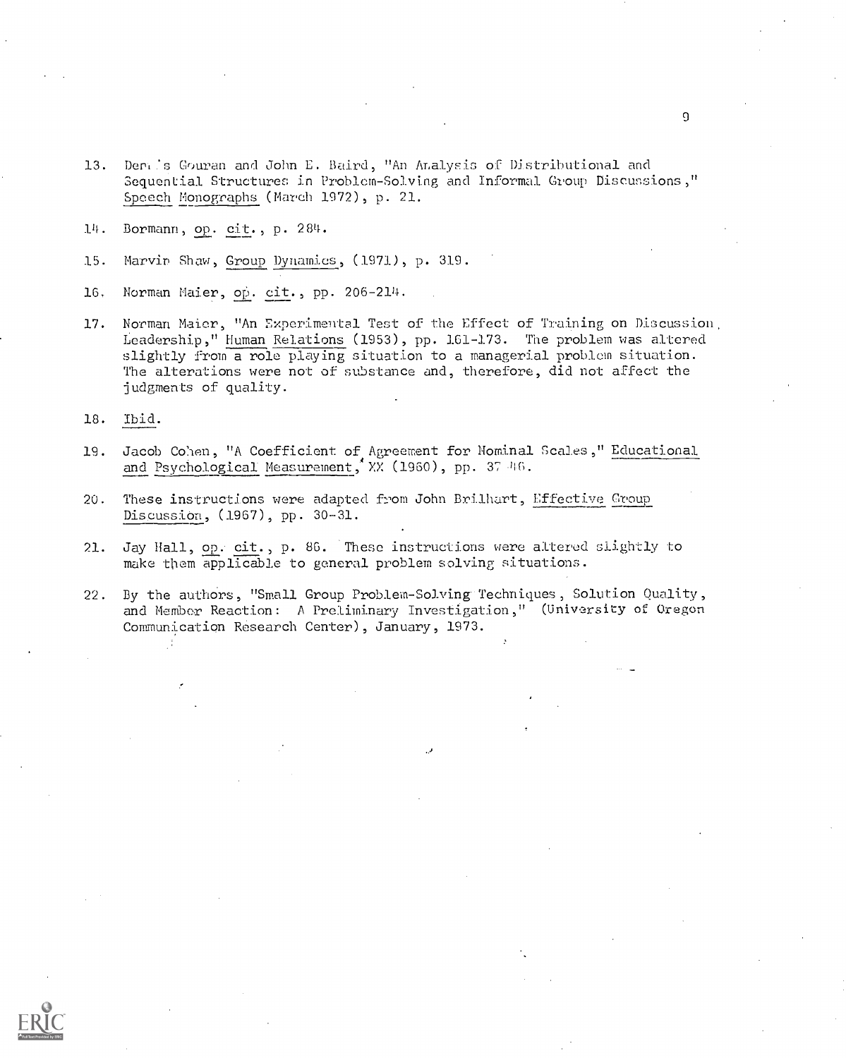13. Dennis Gouran and John E. Baird, "An Analysis of Distributional and Sequential Structures in Problem-Solving and Informal Group Discussions," Speech Monographs (March 1972), p. 21.

14. Bormann, op. cit., p. 284.

15. Marvin Shaw, Group Dynamics, (1971), p. 319.

16. Norman Maier, op. cit., pp. 206-214.

17. Norman Maier, "An Experimental Test of the Effect of Training on Discussion Leadership," Human Relations (1953), pp. 161-173. The problem was altered slightly from a role playing situation to a managerial problem situation. The alterations were not of substance and, therefore, did not affect the judgments of quality.

18. Ibid.

19. Jacob Cohen, "A Coefficient of Agreement for Nominal Scales," Educational and Psychological Measurement, XX (1960), pp. 37-46.

20. These instructions were adapted from John Brilhart, Effective Group Discussion, (1967), pp. 30-31.

21. Jay Hall, op. cit., p. 86. These instructions were altered slightly to make them applicable to general problem solving situations.

22. By the authors, "Small Group Problem-Solving Techniques, Solution Quality, and Member Reaction: A Preliminary Investigation," (University of Oregon Communication Research Center), January, 1973.